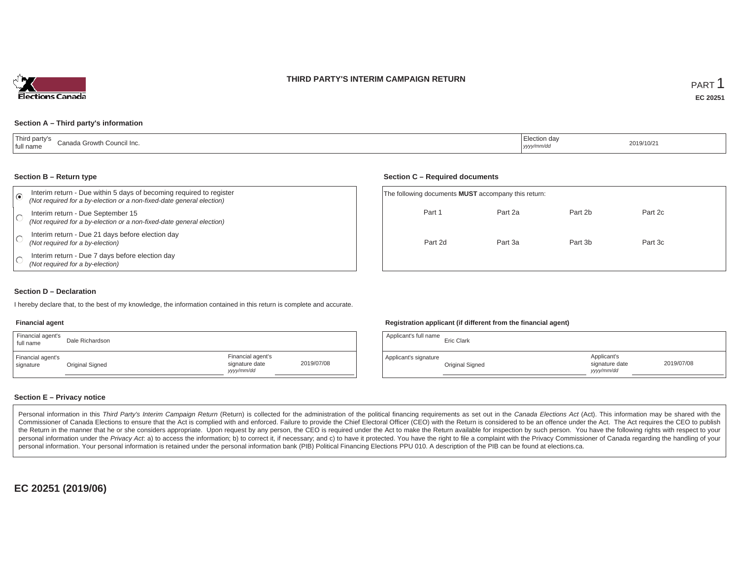# THIRD PARTY'S INTERIM CAMPAIGN RETURN

PART 1

**EC 20251**

## Section A – Third party's information

| Third party's full name | Canada Growth Council Inc. | Election day *yyyy/mm/dd* | 2019/10/21 |
|---|---|---|---|

## Section B – Return type

- (●) Interim return - Due within 5 days of becoming required to register *(Not required for a by-election or a non-fixed-date general election)*
- ( ) Interim return - Due September 15 *(Not required for a by-election or a non-fixed-date general election)*
- ( ) Interim return - Due 21 days before election day *(Not required for a by-election)*
- ( ) Interim return - Due 7 days before election day *(Not required for a by-election)*

## Section C – Required documents

The following documents **MUST** accompany this return:

| | | | |
|---|---|---|---|
| Part 1 | Part 2a | Part 2b | Part 2c |
| Part 2d | Part 3a | Part 3b | Part 3c |

## Section D – Declaration

I hereby declare that, to the best of my knowledge, the information contained in this return is complete and accurate.

### Financial agent

| Financial agent's full name | Dale Richardson | | |
|---|---|---|---|
| Financial agent's signature | Original Signed | Financial agent's signature date *yyyy/mm/dd* | 2019/07/08 |

### Registration applicant (if different from the financial agent)

| Applicant's full name | Eric Clark | | |
|---|---|---|---|
| Applicant's signature | Original Signed | Applicant's signature date *yyyy/mm/dd* | 2019/07/08 |

## Section E – Privacy notice

Personal information in this *Third Party's Interim Campaign Return* (Return) is collected for the administration of the political financing requirements as set out in the *Canada Elections Act* (Act). This information may be shared with the Commissioner of Canada Elections to ensure that the Act is complied with and enforced. Failure to provide the Chief Electoral Officer (CEO) with the Return is considered to be an offence under the Act. The Act requires the CEO to publish the Return in the manner that he or she considers appropriate. Upon request by any person, the CEO is required under the Act to make the Return available for inspection by such person. You have the following rights with respect to your personal information under the *Privacy Act*: a) to access the information; b) to correct it, if necessary; and c) to have it protected. You have the right to file a complaint with the Privacy Commissioner of Canada regarding the handling of your personal information. Your personal information is retained under the personal information bank (PIB) Political Financing Elections PPU 010. A description of the PIB can be found at elections.ca.

**EC 20251 (2019/06)**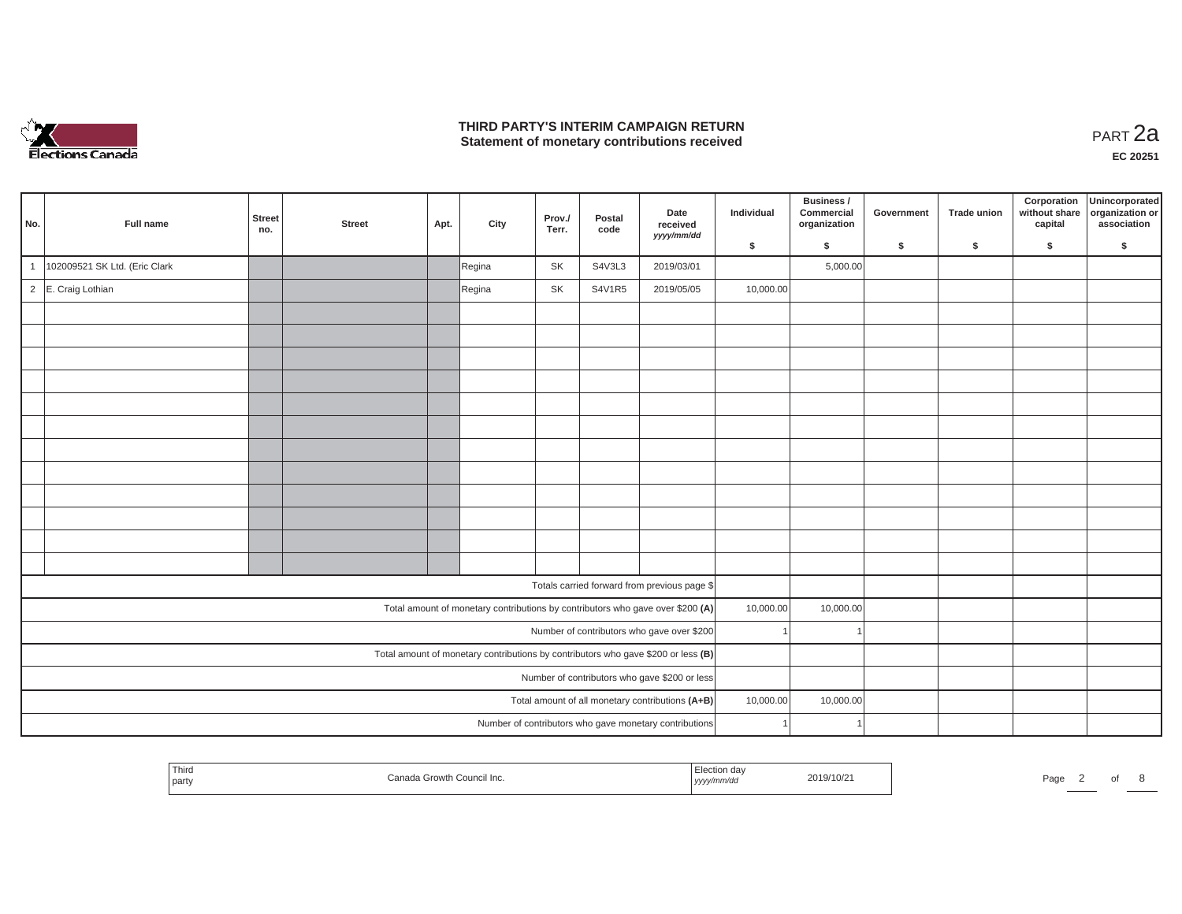# THIRD PARTY'S INTERIM CAMPAIGN RETURN
## Statement of monetary contributions received

PART 2a

EC 20251

| No. | Full name | Street no. | Street | Apt. | City | Prov./ Terr. | Postal code | Date received yyyy/mm/dd | Individual $ | Business / Commercial organization $ | Government $ | Trade union $ | Corporation without share capital $ | Unincorporated organization or association $ |
|---|---|---|---|---|---|---|---|---|---|---|---|---|---|---|
| 1 | 102009521 SK Ltd. (Eric Clark | | | | Regina | SK | S4V3L3 | 2019/03/01 | | 5,000.00 | | | | |
| 2 | E. Craig Lothian | | | | Regina | SK | S4V1R5 | 2019/05/05 | 10,000.00 | | | | | |
| | | | | | | | | | | | | | | |
| | | | | | | | | | | | | | | |
| | | | | | | | | | | | | | | |
| | | | | | | | | | | | | | | |
| | | | | | | | | | | | | | | |
| | | | | | | | | | | | | | | |
| | | | | | | | | | | | | | | |
| | | | | | | | | | | | | | | |
| | | | | | | | | | | | | | | |
| | | | | | | | | | | | | | | |
| | | | | | | | | | | | | | | |
| | | | | | | | | | | | | | | |
| Totals carried forward from previous page $ | | | | | | | | | | | | | | |
| Total amount of monetary contributions by contributors who gave over $200 (A) | | | | | | | | | 10,000.00 | 10,000.00 | | | | |
| Number of contributors who gave over $200 | | | | | | | | | 1 | 1 | | | | |
| Total amount of monetary contributions by contributors who gave $200 or less (B) | | | | | | | | | | | | | | |
| Number of contributors who gave $200 or less | | | | | | | | | | | | | | |
| Total amount of all monetary contributions (A+B) | | | | | | | | | 10,000.00 | 10,000.00 | | | | |
| Number of contributors who gave monetary contributions | | | | | | | | | 1 | 1 | | | | |

| Third party | Canada Growth Council Inc. | Election day yyyy/mm/dd | 2019/10/21 |
|---|---|---|---|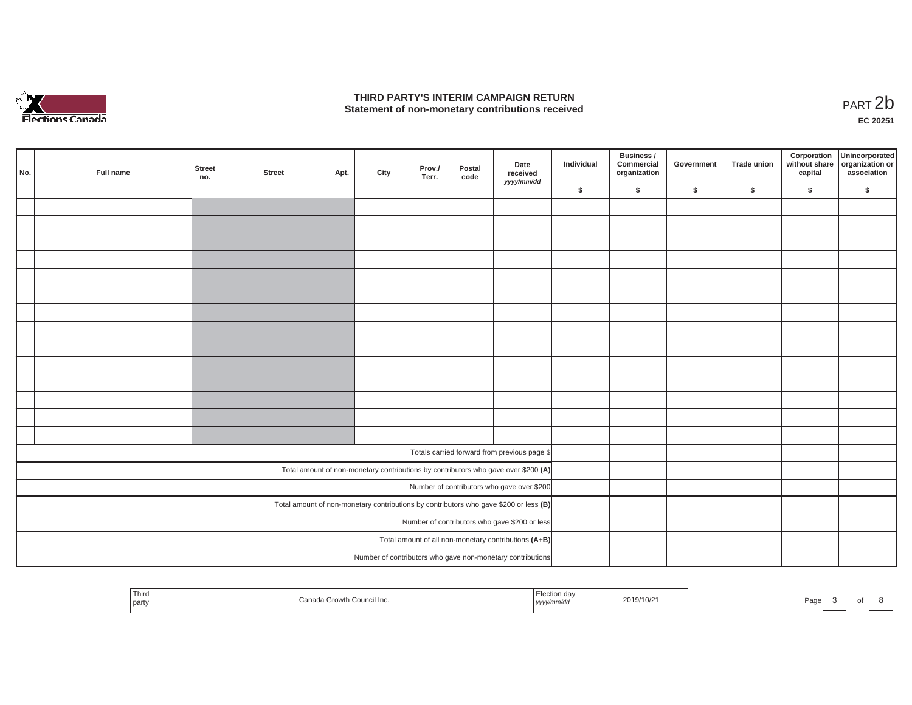# THIRD PARTY'S INTERIM CAMPAIGN RETURN
## Statement of non-monetary contributions received

PART 2b

EC 20251

| No. | Full name | Street no. | Street | Apt. | City | Prov./ Terr. | Postal code | Date received yyyy/mm/dd | Individual $ | Business / Commercial organization $ | Government $ | Trade union $ | Corporation without share capital $ | Unincorporated organization or association $ |
|---|---|---|---|---|---|---|---|---|---|---|---|---|---|---|
| | | | | | | | | | | | | | | |
| | | | | | | | | | | | | | | |
| | | | | | | | | | | | | | | |
| | | | | | | | | | | | | | | |
| | | | | | | | | | | | | | | |
| | | | | | | | | | | | | | | |
| | | | | | | | | | | | | | | |
| | | | | | | | | | | | | | | |
| | | | | | | | | | | | | | | |
| | | | | | | | | | | | | | | |
| | | | | | | | | | | | | | | |
| | | | | | | | | | | | | | | |
| | | | | | | | | | | | | | | |
| | | | | | | | | | | | | | | |
| Totals carried forward from previous page $ | | | | | | | | | | | | | | |
| Total amount of non-monetary contributions by contributors who gave over $200 **(A)** | | | | | | | | | | | | | | |
| Number of contributors who gave over $200 | | | | | | | | | | | | | | |
| Total amount of non-monetary contributions by contributors who gave $200 or less **(B)** | | | | | | | | | | | | | | |
| Number of contributors who gave $200 or less | | | | | | | | | | | | | | |
| Total amount of all non-monetary contributions **(A+B)** | | | | | | | | | | | | | | |
| Number of contributors who gave non-monetary contributions | | | | | | | | | | | | | | |

| Third party | Canada Growth Council Inc. | Election day yyyy/mm/dd | 2019/10/21 |
|---|---|---|---|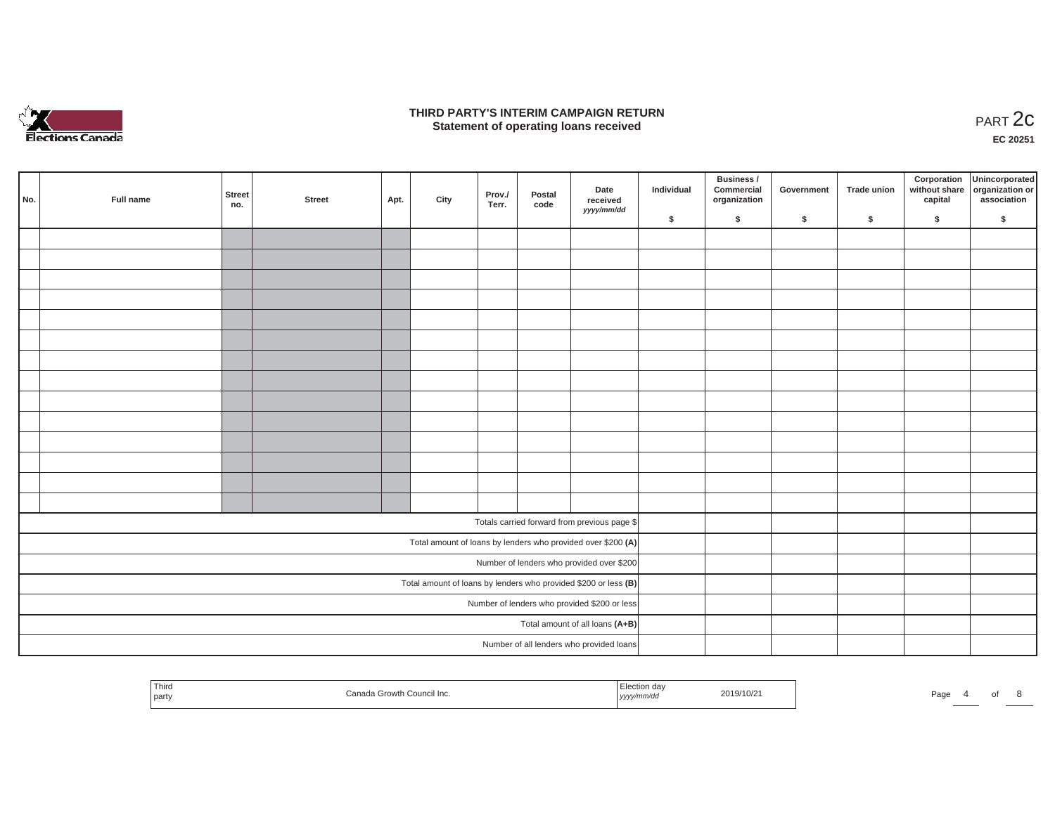# THIRD PARTY'S INTERIM CAMPAIGN RETURN

## Statement of operating loans received

PART 2c

**EC 20251**

| No. | Full name | Street no. | Street | Apt. | City | Prov./ Terr. | Postal code | Date received *yyyy/mm/dd* | Individual $ | Business / Commercial organization $ | Government $ | Trade union $ | Corporation without share capital $ | Unincorporated organization or association $ |
|---|---|---|---|---|---|---|---|---|---|---|---|---|---|---|
| | | | | | | | | | | | | | | |
| | | | | | | | | | | | | | | |
| | | | | | | | | | | | | | | |
| | | | | | | | | | | | | | | |
| | | | | | | | | | | | | | | |
| | | | | | | | | | | | | | | |
| | | | | | | | | | | | | | | |
| | | | | | | | | | | | | | | |
| | | | | | | | | | | | | | | |
| | | | | | | | | | | | | | | |
| | | | | | | | | | | | | | | |
| | | | | | | | | | | | | | | |
| | | | | | | | | | | | | | | |
| | | | | | | | | | | | | | | |
| Totals carried forward from previous page $ | | | | | | | | | | | | | | |
| Total amount of loans by lenders who provided over $200 **(A)** | | | | | | | | | | | | | | |
| Number of lenders who provided over $200 | | | | | | | | | | | | | | |
| Total amount of loans by lenders who provided $200 or less **(B)** | | | | | | | | | | | | | | |
| Number of lenders who provided $200 or less | | | | | | | | | | | | | | |
| Total amount of all loans **(A+B)** | | | | | | | | | | | | | | |
| Number of all lenders who provided loans | | | | | | | | | | | | | | |

| Third party | Canada Growth Council Inc. | Election day *yyyy/mm/dd* | 2019/10/21 |
|---|---|---|---|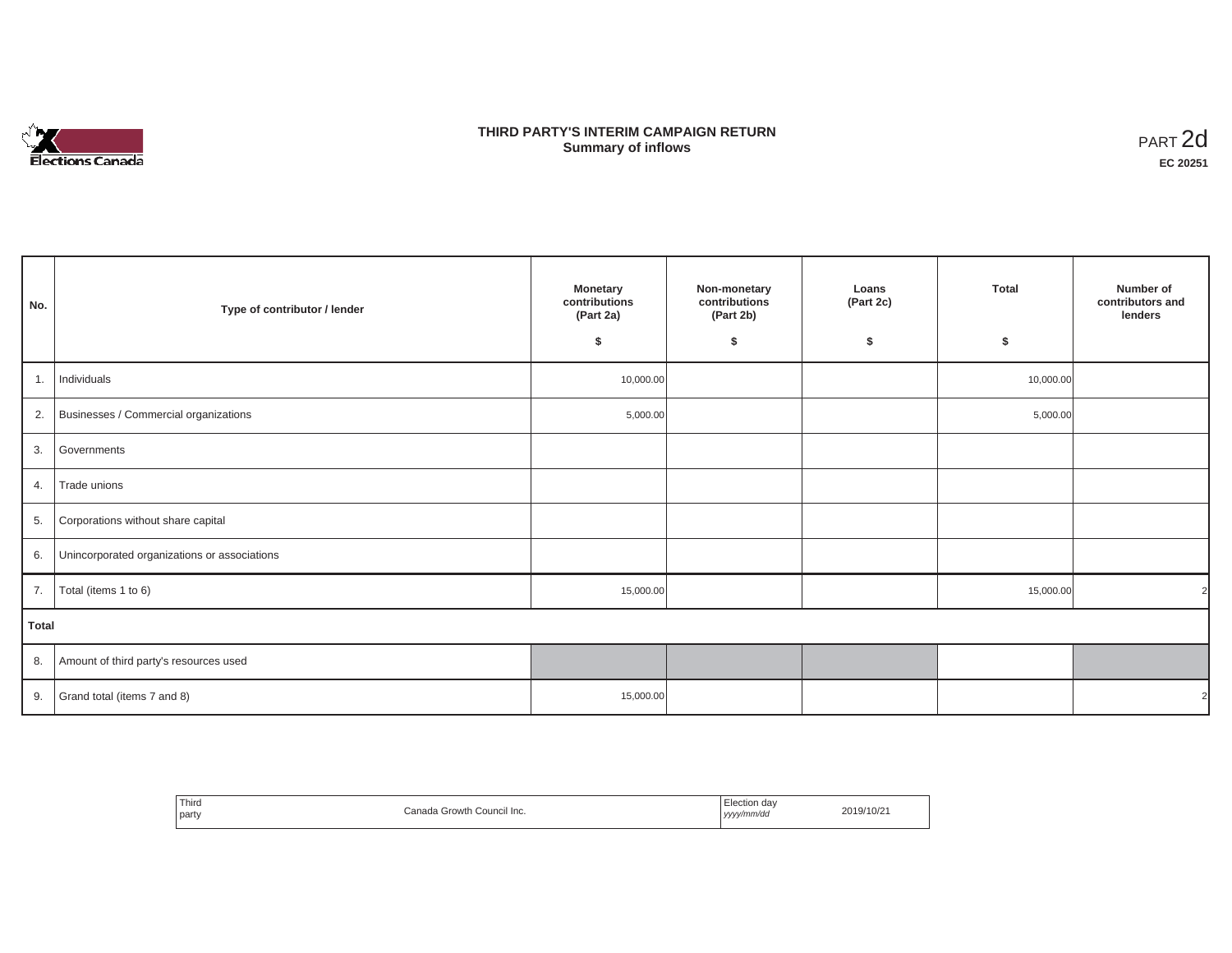# THIRD PARTY'S INTERIM CAMPAIGN RETURN
## Summary of inflows

PART 2d

**EC 20251**

| No. | Type of contributor / lender | Monetary contributions (Part 2a) $ | Non-monetary contributions (Part 2b) $ | Loans (Part 2c) $ | Total $ | Number of contributors and lenders |
|---|---|---|---|---|---|---|
| 1. | Individuals | 10,000.00 | | | 10,000.00 | |
| 2. | Businesses / Commercial organizations | 5,000.00 | | | 5,000.00 | |
| 3. | Governments | | | | | |
| 4. | Trade unions | | | | | |
| 5. | Corporations without share capital | | | | | |
| 6. | Unincorporated organizations or associations | | | | | |
| 7. | Total (items 1 to 6) | 15,000.00 | | | 15,000.00 | 2 |
| **Total** | | | | | | |
| 8. | Amount of third party's resources used | | | | | |
| 9. | Grand total (items 7 and 8) | 15,000.00 | | | | 2 |

| Third party | Canada Growth Council Inc. | Election day *yyyy/mm/dd* | 2019/10/21 |
|---|---|---|---|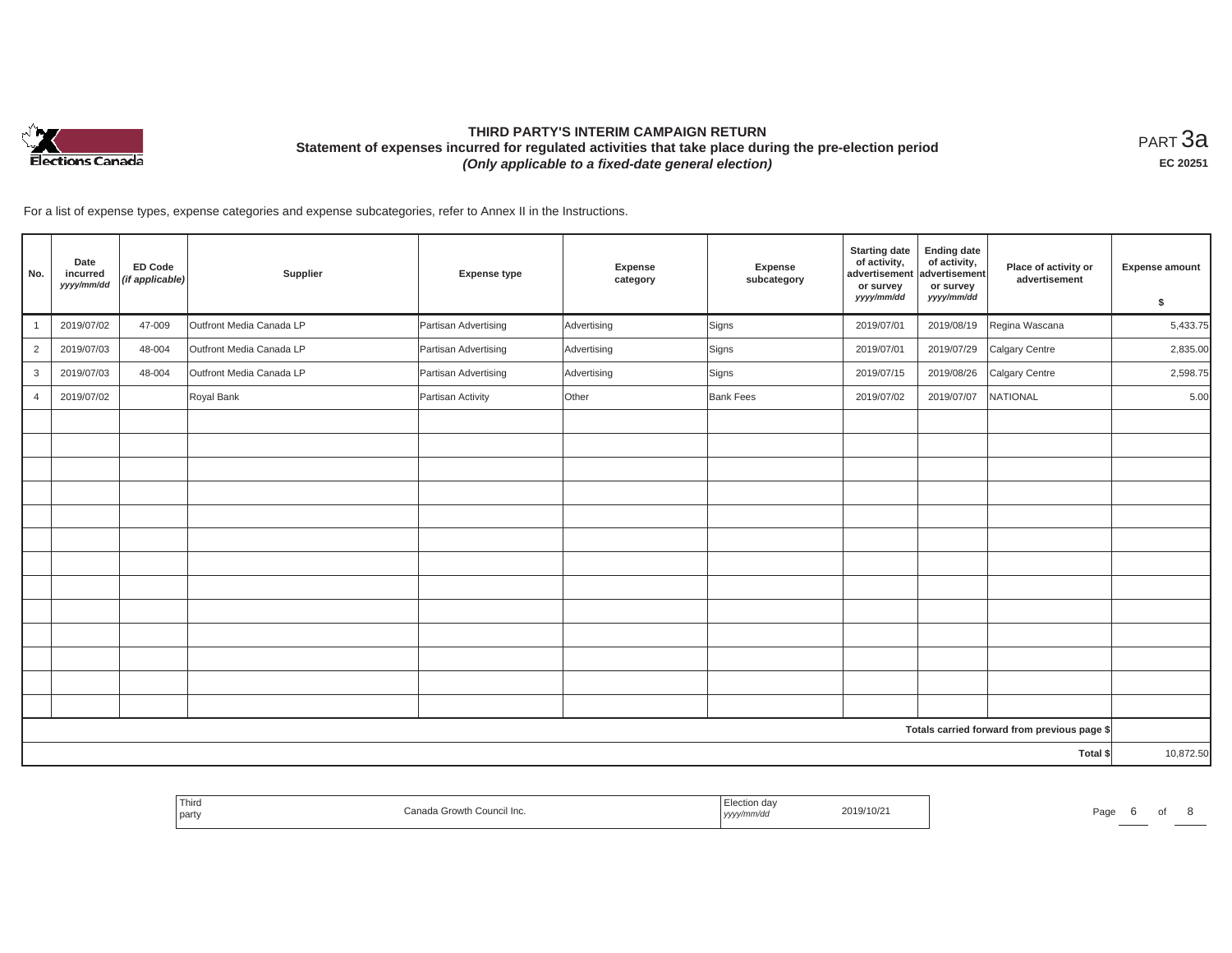# THIRD PARTY'S INTERIM CAMPAIGN RETURN

**Statement of expenses incurred for regulated activities that take place during the pre-election period**

***(Only applicable to a fixed-date general election)***

PART 3a

**EC 20251**

For a list of expense types, expense categories and expense subcategories, refer to Annex II in the Instructions.

| No. | Date incurred *yyyy/mm/dd* | ED Code *(if applicable)* | Supplier | Expense type | Expense category | Expense subcategory | Starting date of activity, advertisement or survey *yyyy/mm/dd* | Ending date of activity, advertisement or survey *yyyy/mm/dd* | Place of activity or advertisement | Expense amount $ |
|---|---|---|---|---|---|---|---|---|---|---|
| 1 | 2019/07/02 | 47-009 | Outfront Media Canada LP | Partisan Advertising | Advertising | Signs | 2019/07/01 | 2019/08/19 | Regina Wascana | 5,433.75 |
| 2 | 2019/07/03 | 48-004 | Outfront Media Canada LP | Partisan Advertising | Advertising | Signs | 2019/07/01 | 2019/07/29 | Calgary Centre | 2,835.00 |
| 3 | 2019/07/03 | 48-004 | Outfront Media Canada LP | Partisan Advertising | Advertising | Signs | 2019/07/15 | 2019/08/26 | Calgary Centre | 2,598.75 |
| 4 | 2019/07/02 | | Royal Bank | Partisan Activity | Other | Bank Fees | 2019/07/02 | 2019/07/07 | NATIONAL | 5.00 |
| | | | | | | | | | | |
| | | | | | | | | | | |
| | | | | | | | | | | |
| | | | | | | | | | | |
| | | | | | | | | | | |
| | | | | | | | | | | |
| | | | | | | | | | | |
| | | | | | | | | | | |
| | | | | | | | | | | |
| | | | | | | | | | | |
| | | | | | | | | | | |
| | | | | | | | | | | |
| | | | | | | | | | | |
| | | | | | | | | | Totals carried forward from previous page $ | |
| | | | | | | | | | Total $ | 10,872.50 |

| Third party | Canada Growth Council Inc. | Election day *yyyy/mm/dd* | 2019/10/21 |
|---|---|---|---|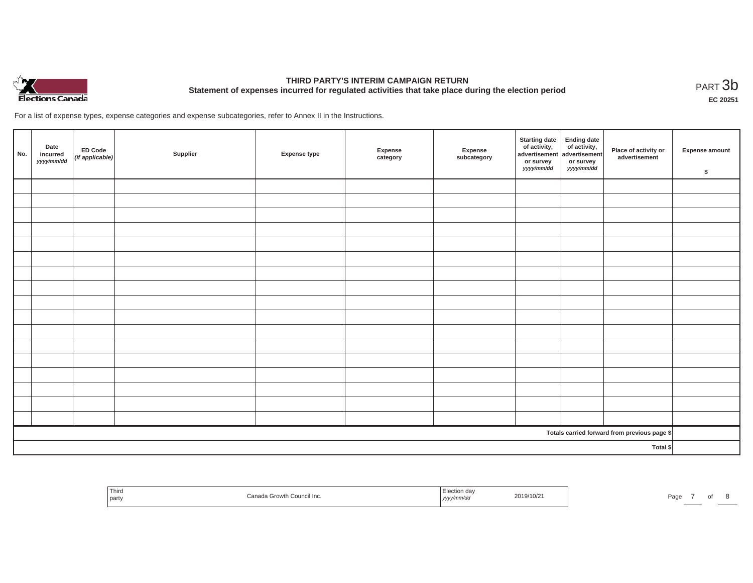# THIRD PARTY'S INTERIM CAMPAIGN RETURN

## Statement of expenses incurred for regulated activities that take place during the election period

PART 3b

**EC 20251**

For a list of expense types, expense categories and expense subcategories, refer to Annex II in the Instructions.

| No. | Date incurred *yyyy/mm/dd* | ED Code *(if applicable)* | Supplier | Expense type | Expense category | Expense subcategory | Starting date of activity, advertisement or survey *yyyy/mm/dd* | Ending date of activity, advertisement or survey *yyyy/mm/dd* | Place of activity or advertisement | Expense amount $ |
|---|---|---|---|---|---|---|---|---|---|---|
| | | | | | | | | | | |
| | | | | | | | | | | |
| | | | | | | | | | | |
| | | | | | | | | | | |
| | | | | | | | | | | |
| | | | | | | | | | | |
| | | | | | | | | | | |
| | | | | | | | | | | |
| | | | | | | | | | | |
| | | | | | | | | | | |
| | | | | | | | | | | |
| | | | | | | | | | | |
| | | | | | | | | | | |
| | | | | | | | | | | |
| | | | | | | | | | | |
| | | | | | | | | | | |
| | | | | | | | | | | |
| | | | | | | | | | **Totals carried forward from previous page $** | |
| | | | | | | | | | **Total $** | |

| Third party | Canada Growth Council Inc. | Election day *yyyy/mm/dd* | 2019/10/21 |
|---|---|---|---|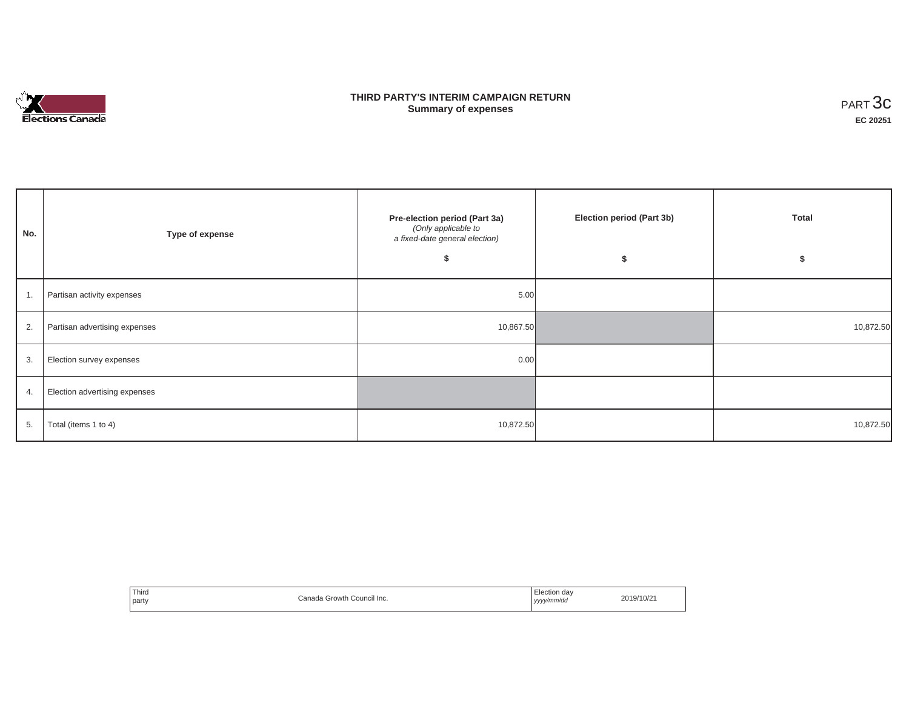# THIRD PARTY'S INTERIM CAMPAIGN RETURN

## Summary of expenses

PART 3c

**EC 20251**

| No. | Type of expense | Pre-election period (Part 3a) *(Only applicable to a fixed-date general election)* $ | Election period (Part 3b) $ | Total $ |
|---|---|---|---|---|
| 1. | Partisan activity expenses | 5.00 | | |
| 2. | Partisan advertising expenses | 10,867.50 | | 10,872.50 |
| 3. | Election survey expenses | 0.00 | | |
| 4. | Election advertising expenses | | | |
| 5. | Total (items 1 to 4) | 10,872.50 | | 10,872.50 |

| Third party | Canada Growth Council Inc. | Election day *yyyy/mm/dd* | 2019/10/21 |
|---|---|---|---|